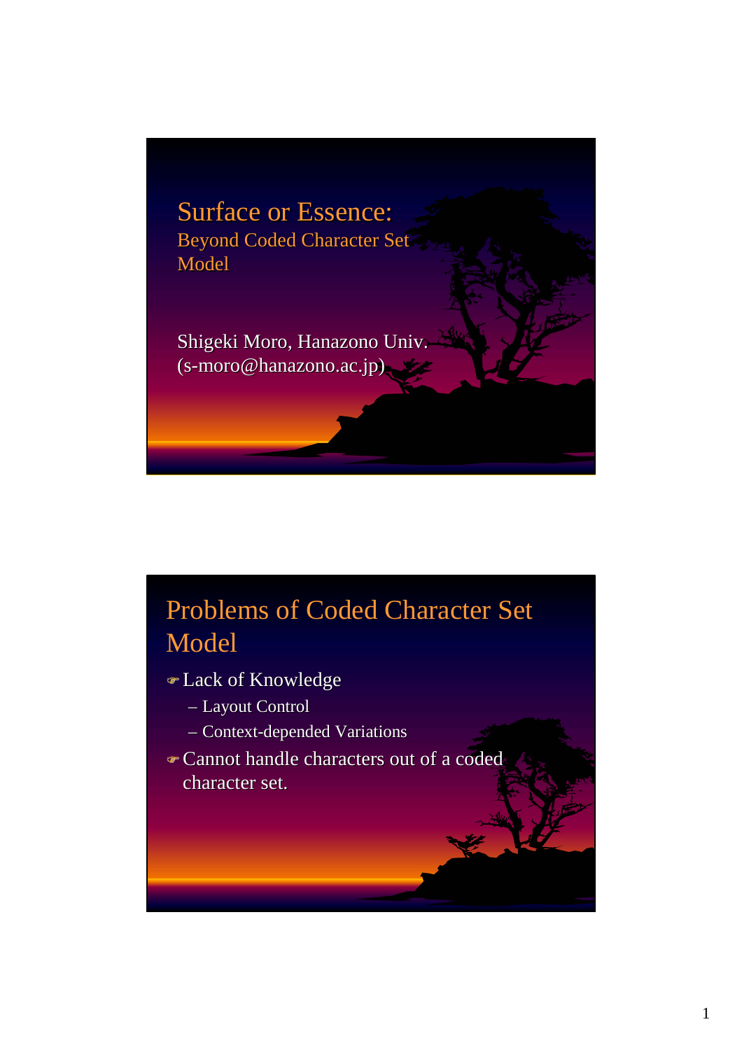# Surface or Essence:

## Beyond Coded Character Set Model

Shigeki Moro, Hanazono Univ.
(s-moro@hanazono.ac.jp)

## Problems of Coded Character Set Model

- Lack of Knowledge
  - Layout Control
  - Context-depended Variations
- Cannot handle characters out of a coded character set.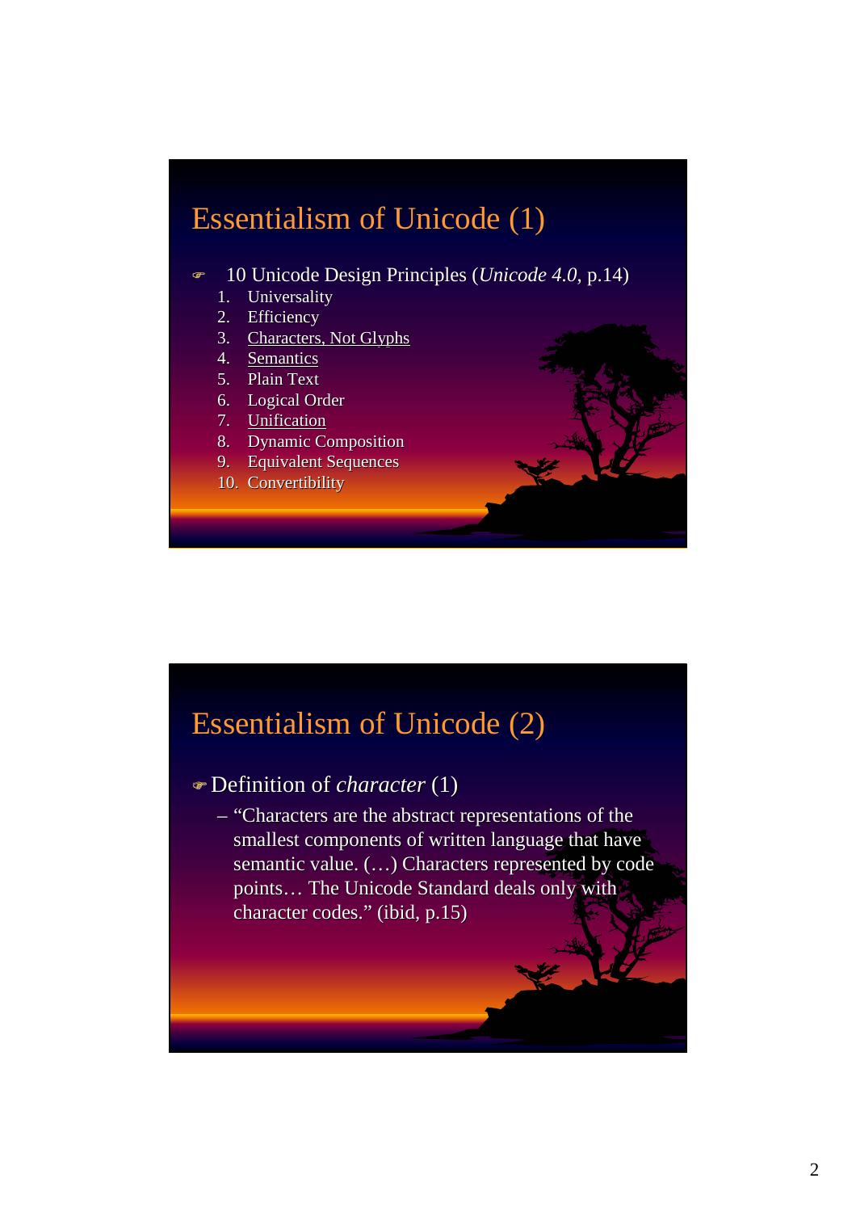## Essentialism of Unicode (1)

- 10 Unicode Design Principles (*Unicode 4.0*, p.14)
  1. Universality
  2. Efficiency
  3. Characters, Not Glyphs
  4. Semantics
  5. Plain Text
  6. Logical Order
  7. Unification
  8. Dynamic Composition
  9. Equivalent Sequences
  10. Convertibility

## Essentialism of Unicode (2)

- Definition of *character* (1)
  - "Characters are the abstract representations of the smallest components of written language that have semantic value. (…) Characters represented by code points… The Unicode Standard deals only with character codes." (ibid, p.15)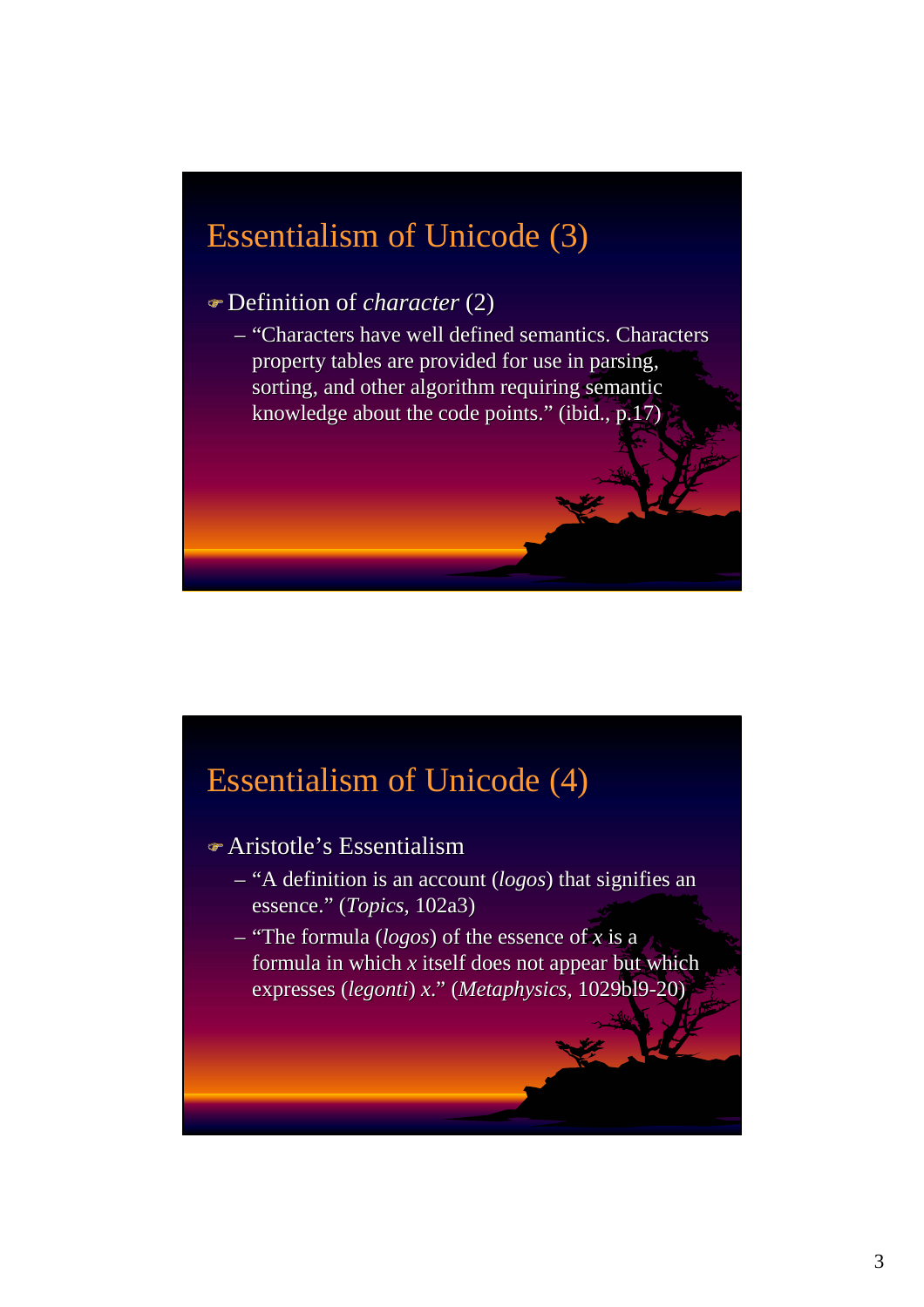## Essentialism of Unicode (3)

- Definition of *character* (2)
  - "Characters have well defined semantics. Characters property tables are provided for use in parsing, sorting, and other algorithm requiring semantic knowledge about the code points." (ibid., p.17)

## Essentialism of Unicode (4)

- Aristotle's Essentialism
  - "A definition is an account (*logos*) that signifies an essence." (*Topics*, 102a3)
  - "The formula (*logos*) of the essence of *x* is a formula in which *x* itself does not appear but which expresses (*legonti*) *x*." (*Metaphysics*, 1029bl9-20)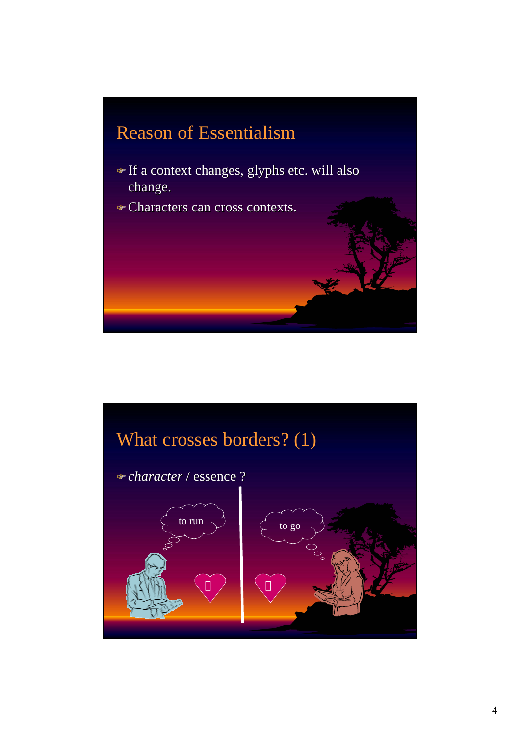## Reason of Essentialism

- If a context changes, glyphs etc. will also change.
- Characters can cross contexts.

## What crosses borders? (1)

- *character* / essence ?

to run

to go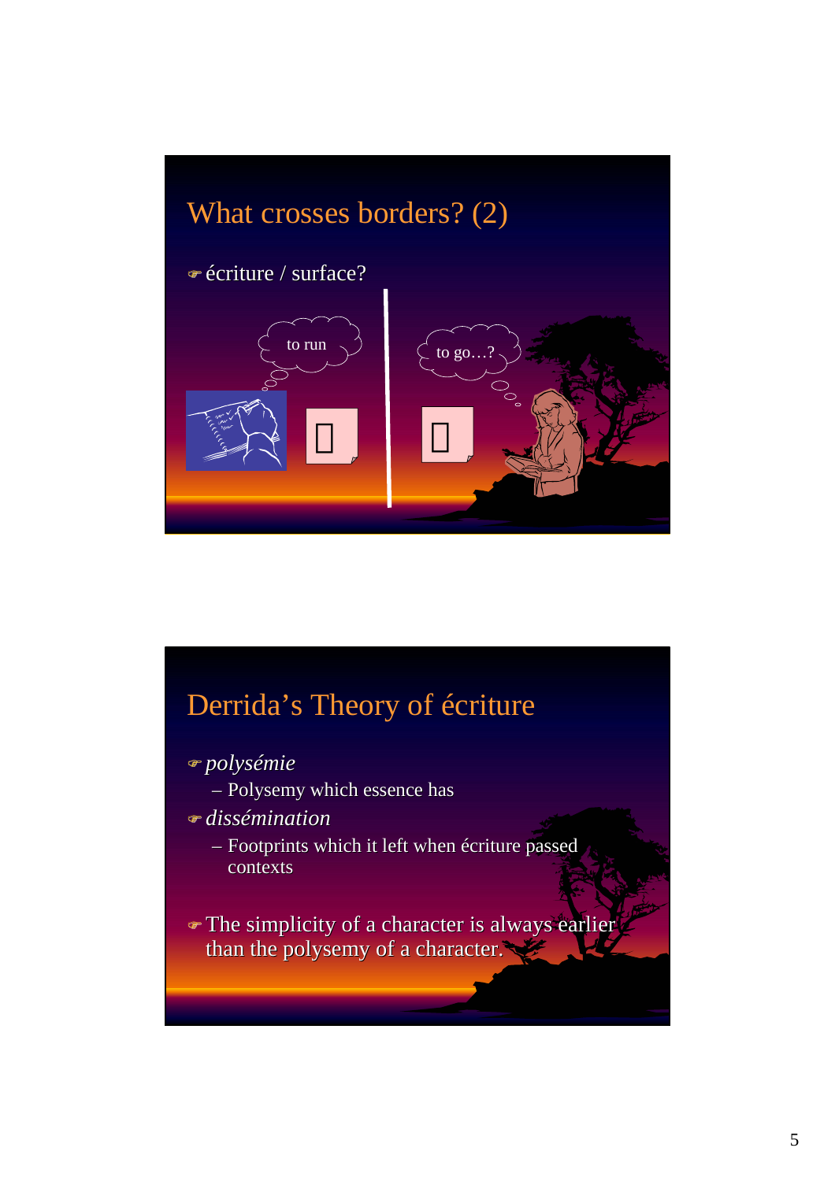## What crosses borders? (2)

- écriture / surface?

to run

to go…?

## Derrida's Theory of écriture

- *polysémie*
  - Polysemy which essence has
- *dissémination*
  - Footprints which it left when écriture passed contexts
- The simplicity of a character is always earlier than the polysemy of a character.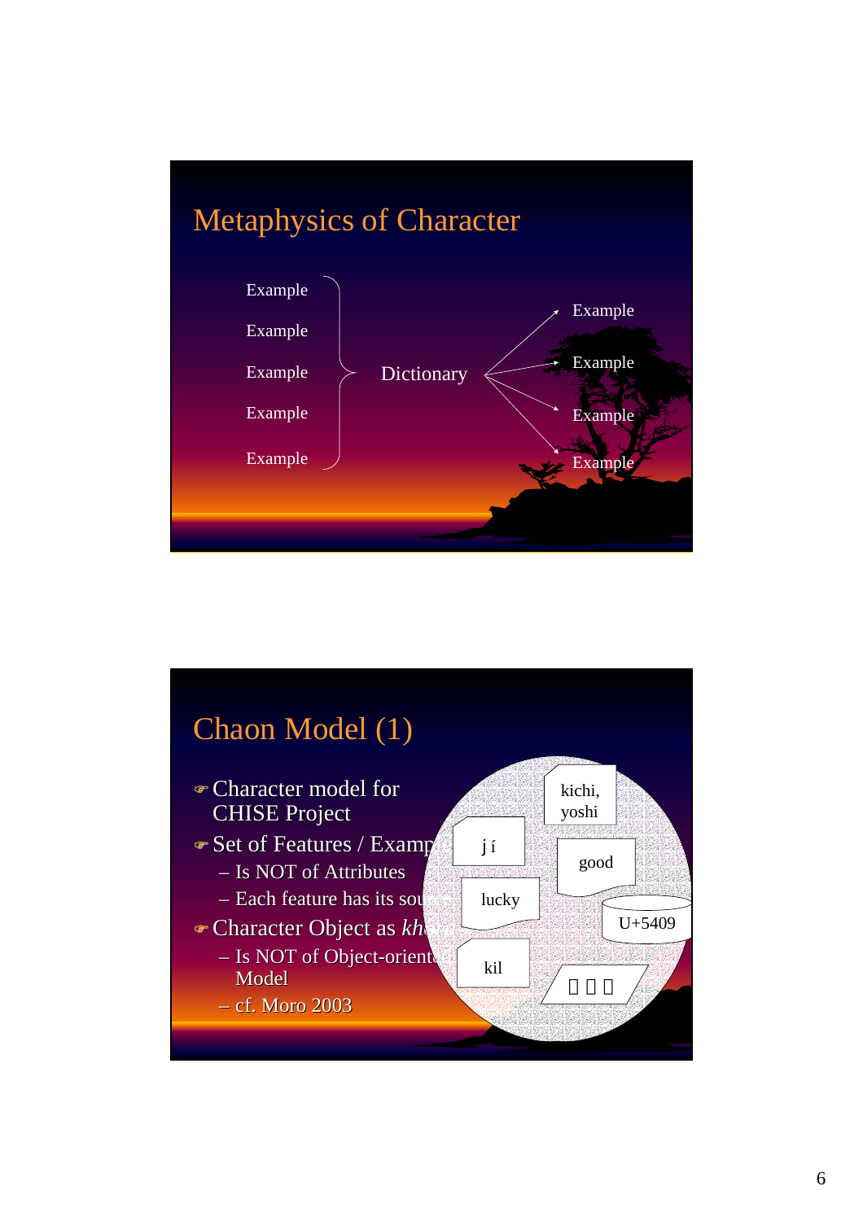## Metaphysics of Character

Example
Example
Example
Example
Example

Dictionary

Example
Example
Example
Example

## Chaon Model (1)

- Character model for CHISE Project
- Set of Features / Examp
  - Is NOT of Attributes
  - Each feature has its sou
- Character Object as *kh*
  - Is NOT of Object-orient Model
  - cf. Moro 2003

kichi, yoshi

j í

good

lucky

U+5409

kil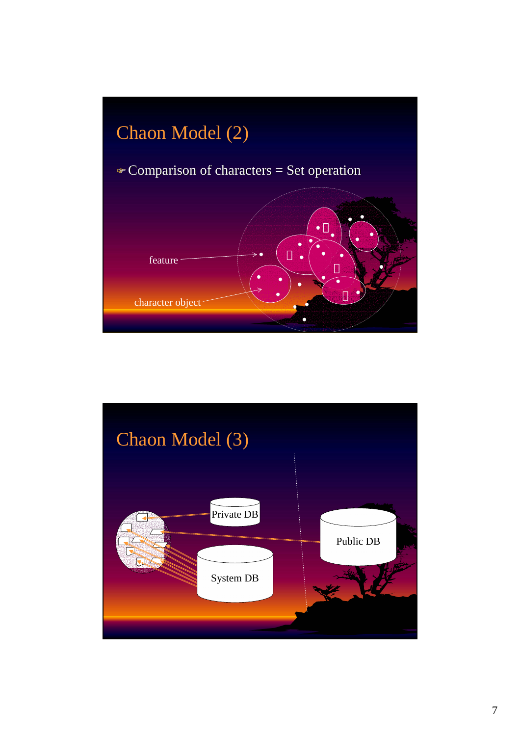## Chaon Model (2)

- Comparison of characters = Set operation

feature

character object

## Chaon Model (3)

Private DB

Public DB

System DB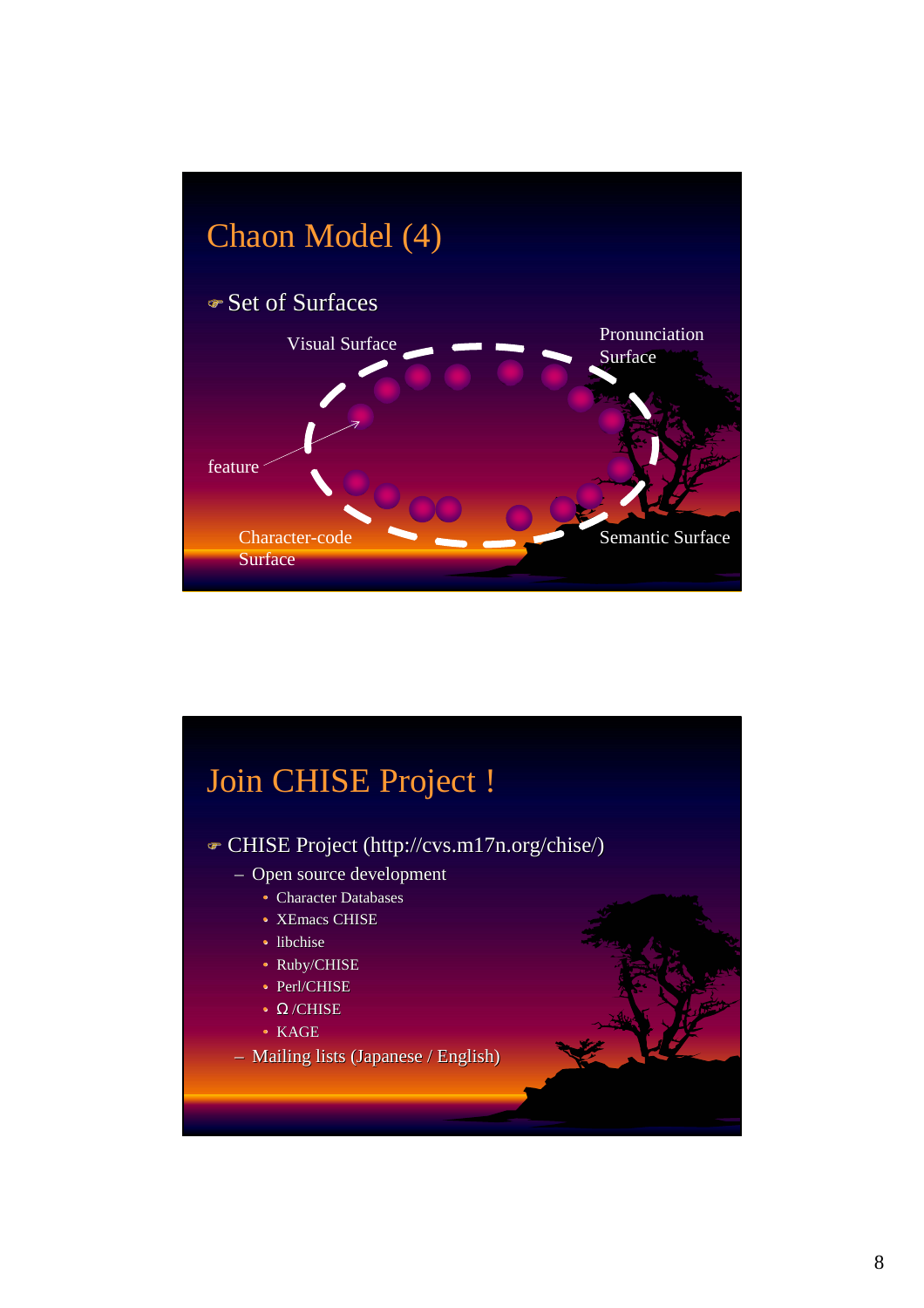## Chaon Model (4)

- Set of Surfaces

Visual Surface

Pronunciation Surface

feature

Character-code Surface

Semantic Surface

## Join CHISE Project !

- CHISE Project (http://cvs.m17n.org/chise/)
  - Open source development
    - Character Databases
    - XEmacs CHISE
    - libchise
    - Ruby/CHISE
    - Perl/CHISE
    - Ω /CHISE
    - KAGE
  - Mailing lists (Japanese / English)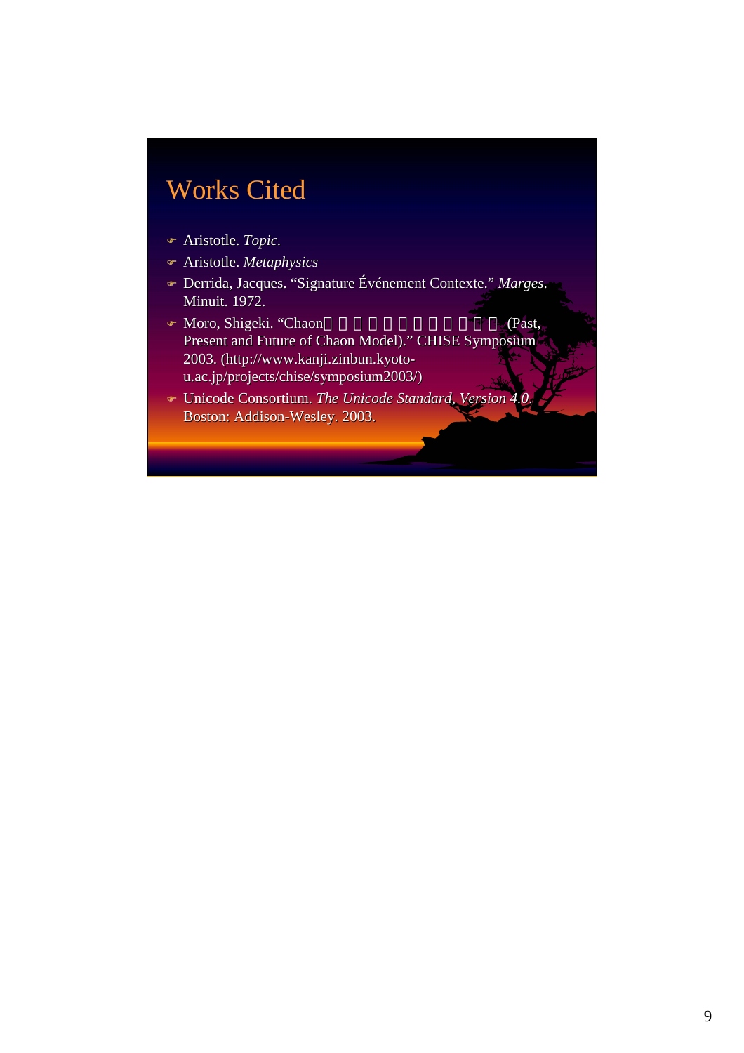# Works Cited

- Aristotle. *Topic.*
- Aristotle. *Metaphysics*
- Derrida, Jacques. “Signature Événement Contexte.” *Marges*. Minuit. 1972.
- Moro, Shigeki. “Chaon□ □ □ □ □ □ □ □ □ □ □ □ (Past, Present and Future of Chaon Model).” CHISE Symposium 2003. (http://www.kanji.zinbun.kyoto-u.ac.jp/projects/chise/symposium2003/)
- Unicode Consortium. *The Unicode Standard, Version 4.0*. Boston: Addison-Wesley. 2003.